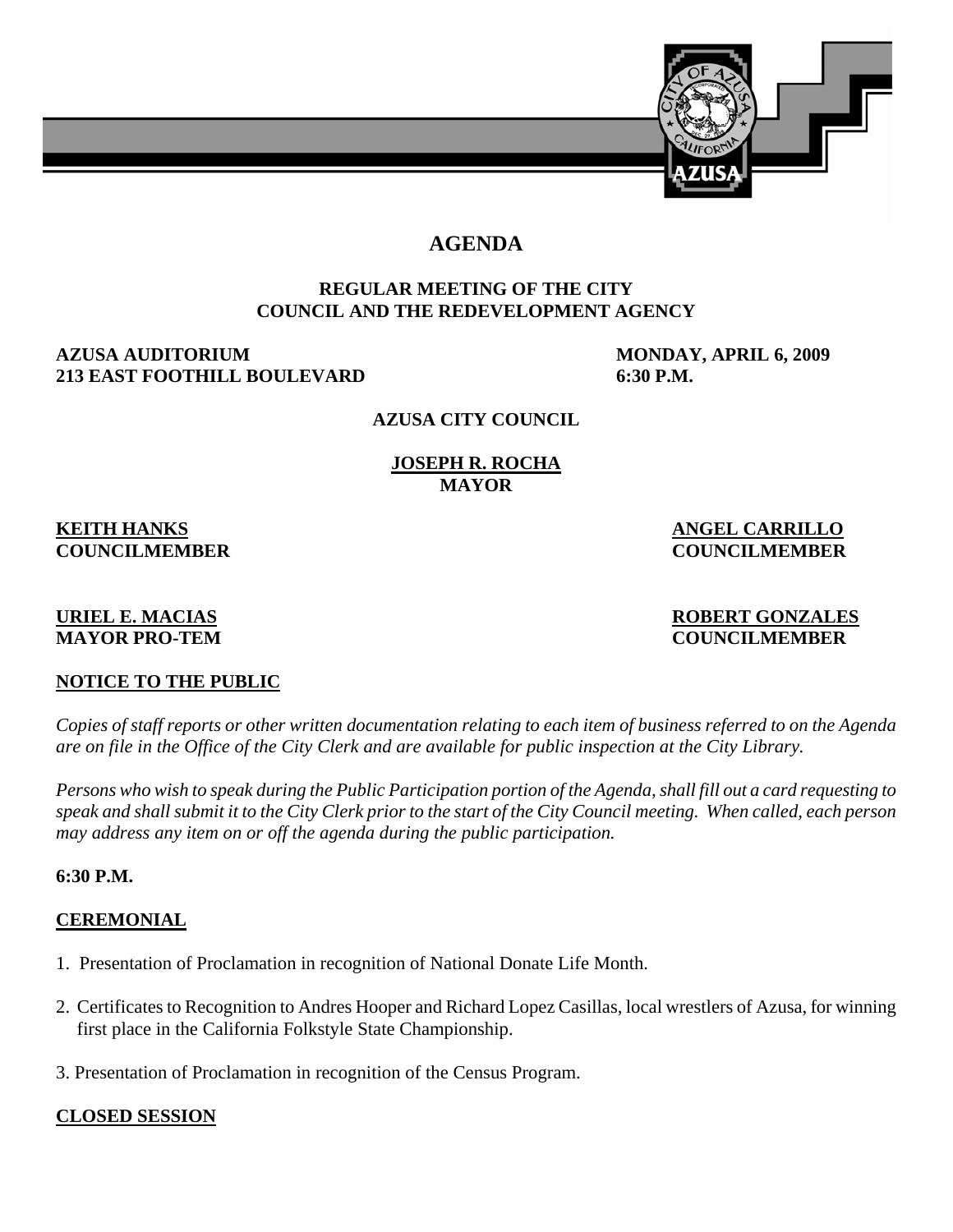# AGENDA

## REGULAR MEETING OF THE CITY COUNCIL AND THE REDEVELOPMENT AGENCY

**AZUSA AUDITORIUM**
**213 EAST FOOTHILL BOULEVARD**

**MONDAY, APRIL 6, 2009**
**6:30 P.M.**

**AZUSA CITY COUNCIL**

**JOSEPH R. ROCHA**
**MAYOR**

**KEITH HANKS**
**COUNCILMEMBER**

**ANGEL CARRILLO**
**COUNCILMEMBER**

**URIEL E. MACIAS**
**MAYOR PRO-TEM**

**ROBERT GONZALES**
**COUNCILMEMBER**

**NOTICE TO THE PUBLIC**

*Copies of staff reports or other written documentation relating to each item of business referred to on the Agenda are on file in the Office of the City Clerk and are available for public inspection at the City Library.*

*Persons who wish to speak during the Public Participation portion of the Agenda, shall fill out a card requesting to speak and shall submit it to the City Clerk prior to the start of the City Council meeting. When called, each person may address any item on or off the agenda during the public participation.*

**6:30 P.M.**

**CEREMONIAL**

1. Presentation of Proclamation in recognition of National Donate Life Month.

2. Certificates to Recognition to Andres Hooper and Richard Lopez Casillas, local wrestlers of Azusa, for winning first place in the California Folkstyle State Championship.

3. Presentation of Proclamation in recognition of the Census Program.

**CLOSED SESSION**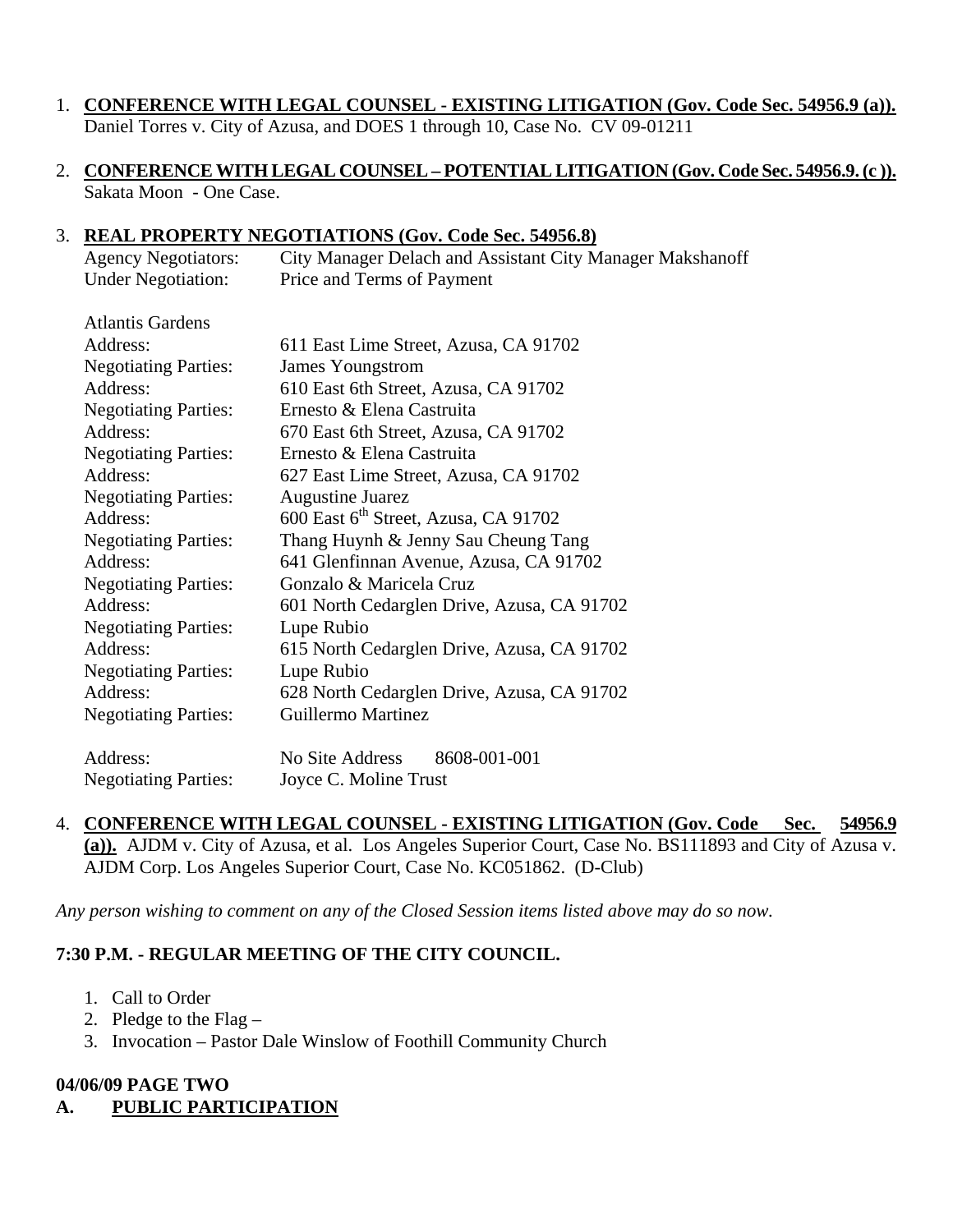1. **CONFERENCE WITH LEGAL COUNSEL - EXISTING LITIGATION (Gov. Code Sec. 54956.9 (a)).** Daniel Torres v. City of Azusa, and DOES 1 through 10, Case No. CV 09-01211

2. **CONFERENCE WITH LEGAL COUNSEL – POTENTIAL LITIGATION (Gov. Code Sec. 54956.9. (c )).** Sakata Moon - One Case.

3. **REAL PROPERTY NEGOTIATIONS (Gov. Code Sec. 54956.8)**

   Agency Negotiators: City Manager Delach and Assistant City Manager Makshanoff
   Under Negotiation: Price and Terms of Payment

   Atlantis Gardens
   Address: 611 East Lime Street, Azusa, CA 91702
   Negotiating Parties: James Youngstrom
   Address: 610 East 6th Street, Azusa, CA 91702
   Negotiating Parties: Ernesto & Elena Castruita
   Address: 670 East 6th Street, Azusa, CA 91702
   Negotiating Parties: Ernesto & Elena Castruita
   Address: 627 East Lime Street, Azusa, CA 91702
   Negotiating Parties: Augustine Juarez
   Address: 600 East 6th Street, Azusa, CA 91702
   Negotiating Parties: Thang Huynh & Jenny Sau Cheung Tang
   Address: 641 Glenfinnan Avenue, Azusa, CA 91702
   Negotiating Parties: Gonzalo & Maricela Cruz
   Address: 601 North Cedarglen Drive, Azusa, CA 91702
   Negotiating Parties: Lupe Rubio
   Address: 615 North Cedarglen Drive, Azusa, CA 91702
   Negotiating Parties: Lupe Rubio
   Address: 628 North Cedarglen Drive, Azusa, CA 91702
   Negotiating Parties: Guillermo Martinez

   Address: No Site Address 8608-001-001
   Negotiating Parties: Joyce C. Moline Trust

4. **CONFERENCE WITH LEGAL COUNSEL - EXISTING LITIGATION (Gov. Code Sec. 54956.9 (a)).** AJDM v. City of Azusa, et al. Los Angeles Superior Court, Case No. BS111893 and City of Azusa v. AJDM Corp. Los Angeles Superior Court, Case No. KC051862. (D-Club)

*Any person wishing to comment on any of the Closed Session items listed above may do so now.*

**7:30 P.M. - REGULAR MEETING OF THE CITY COUNCIL.**

1. Call to Order
2. Pledge to the Flag –
3. Invocation – Pastor Dale Winslow of Foothill Community Church

**04/06/09 PAGE TWO**

**A. PUBLIC PARTICIPATION**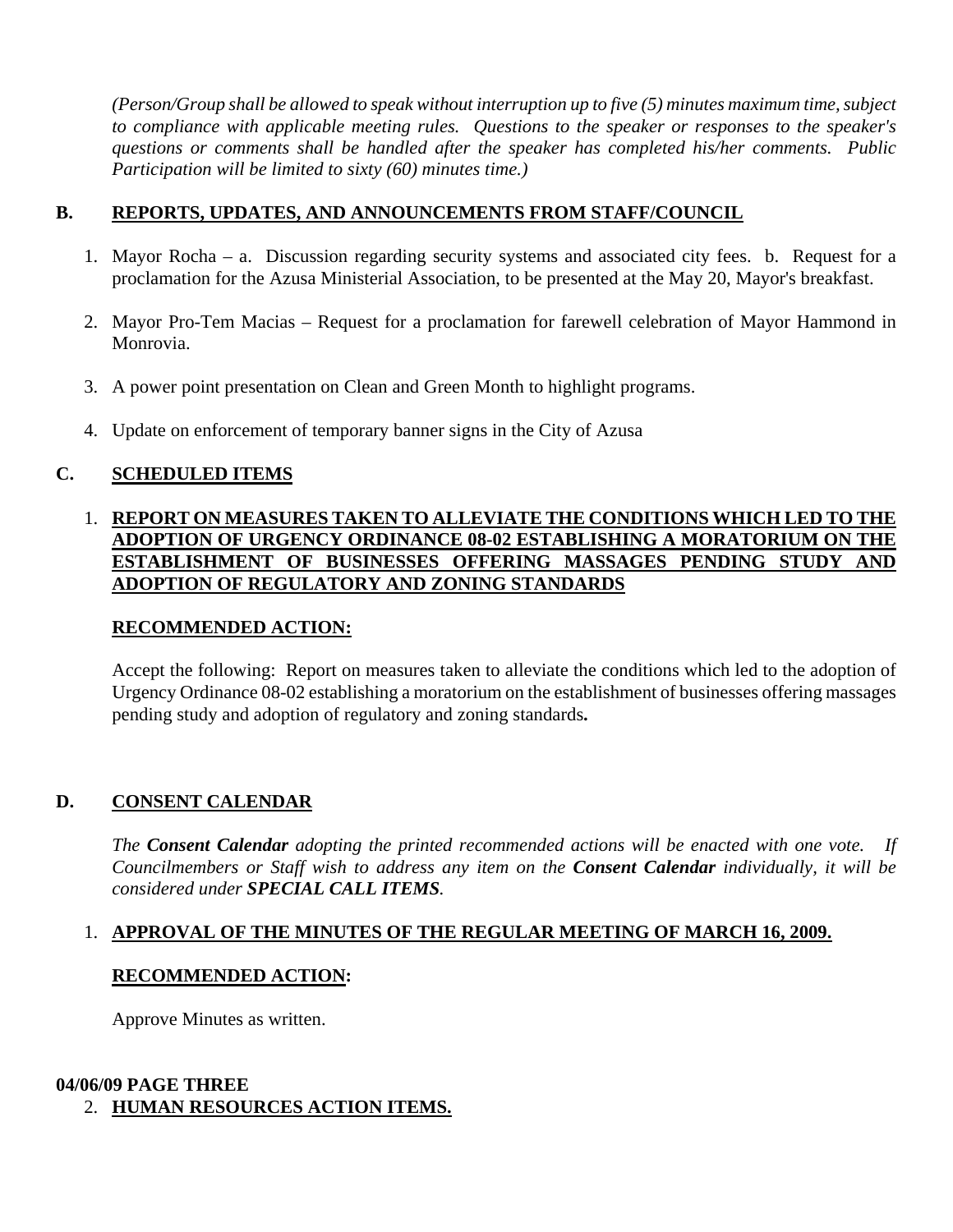*(Person/Group shall be allowed to speak without interruption up to five (5) minutes maximum time, subject to compliance with applicable meeting rules. Questions to the speaker or responses to the speaker's questions or comments shall be handled after the speaker has completed his/her comments. Public Participation will be limited to sixty (60) minutes time.)*

## B. REPORTS, UPDATES, AND ANNOUNCEMENTS FROM STAFF/COUNCIL

1. Mayor Rocha – a. Discussion regarding security systems and associated city fees. b. Request for a proclamation for the Azusa Ministerial Association, to be presented at the May 20, Mayor's breakfast.
2. Mayor Pro-Tem Macias – Request for a proclamation for farewell celebration of Mayor Hammond in Monrovia.
3. A power point presentation on Clean and Green Month to highlight programs.
4. Update on enforcement of temporary banner signs in the City of Azusa

## C. SCHEDULED ITEMS

1. **REPORT ON MEASURES TAKEN TO ALLEVIATE THE CONDITIONS WHICH LED TO THE ADOPTION OF URGENCY ORDINANCE 08-02 ESTABLISHING A MORATORIUM ON THE ESTABLISHMENT OF BUSINESSES OFFERING MASSAGES PENDING STUDY AND ADOPTION OF REGULATORY AND ZONING STANDARDS**

   **RECOMMENDED ACTION:**

   Accept the following: Report on measures taken to alleviate the conditions which led to the adoption of Urgency Ordinance 08-02 establishing a moratorium on the establishment of businesses offering massages pending study and adoption of regulatory and zoning standards**.**

## D. CONSENT CALENDAR

*The **Consent Calendar** adopting the printed recommended actions will be enacted with one vote. If Councilmembers or Staff wish to address any item on the **Consent Calendar** individually, it will be considered under **SPECIAL CALL ITEMS**.*

1. **APPROVAL OF THE MINUTES OF THE REGULAR MEETING OF MARCH 16, 2009.**

   **RECOMMENDED ACTION:**

   Approve Minutes as written.

**04/06/09 PAGE THREE**

2. **HUMAN RESOURCES ACTION ITEMS.**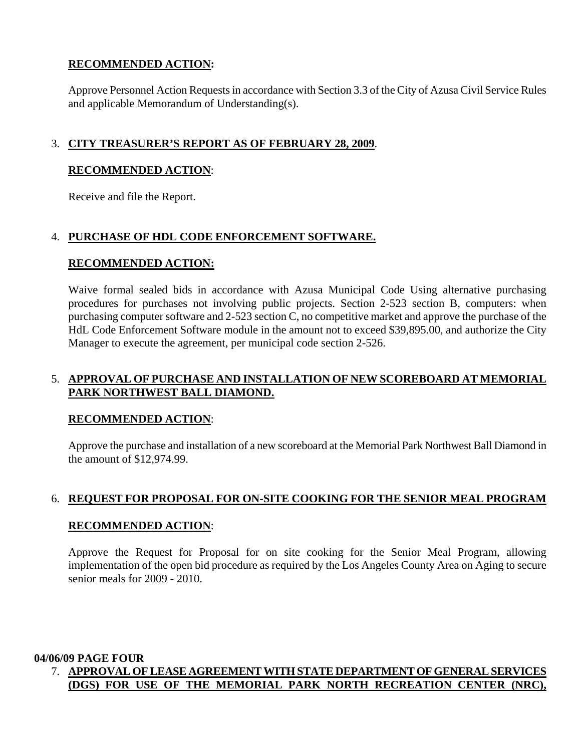**RECOMMENDED ACTION:**

Approve Personnel Action Requests in accordance with Section 3.3 of the City of Azusa Civil Service Rules and applicable Memorandum of Understanding(s).

3. **CITY TREASURER'S REPORT AS OF FEBRUARY 28, 2009**.

**RECOMMENDED ACTION**:

Receive and file the Report.

4. **PURCHASE OF HDL CODE ENFORCEMENT SOFTWARE.**

**RECOMMENDED ACTION:**

Waive formal sealed bids in accordance with Azusa Municipal Code Using alternative purchasing procedures for purchases not involving public projects. Section 2-523 section B, computers: when purchasing computer software and 2-523 section C, no competitive market and approve the purchase of the HdL Code Enforcement Software module in the amount not to exceed $39,895.00, and authorize the City Manager to execute the agreement, per municipal code section 2-526.

5. **APPROVAL OF PURCHASE AND INSTALLATION OF NEW SCOREBOARD AT MEMORIAL PARK NORTHWEST BALL DIAMOND.**

**RECOMMENDED ACTION**:

Approve the purchase and installation of a new scoreboard at the Memorial Park Northwest Ball Diamond in the amount of $12,974.99.

6. **REQUEST FOR PROPOSAL FOR ON-SITE COOKING FOR THE SENIOR MEAL PROGRAM**

**RECOMMENDED ACTION**:

Approve the Request for Proposal for on site cooking for the Senior Meal Program, allowing implementation of the open bid procedure as required by the Los Angeles County Area on Aging to secure senior meals for 2009 - 2010.

**04/06/09 PAGE FOUR**

7. **APPROVAL OF LEASE AGREEMENT WITH STATE DEPARTMENT OF GENERAL SERVICES (DGS) FOR USE OF THE MEMORIAL PARK NORTH RECREATION CENTER (NRC),**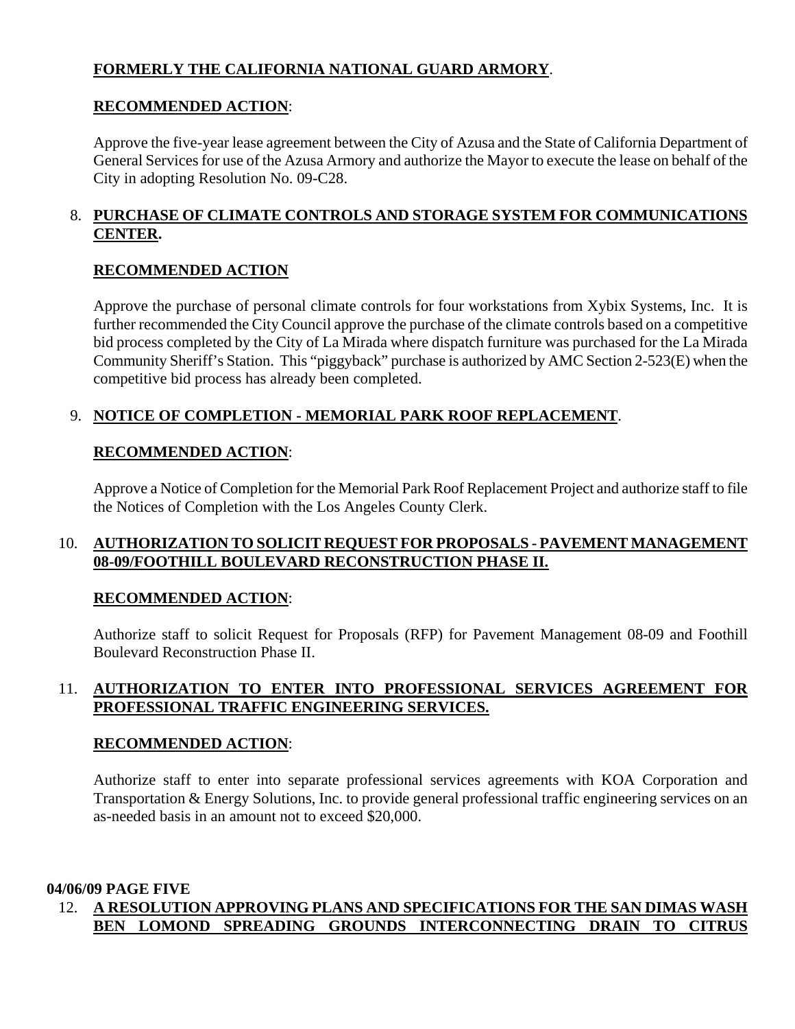**FORMERLY THE CALIFORNIA NATIONAL GUARD ARMORY**.

**RECOMMENDED ACTION**:

Approve the five-year lease agreement between the City of Azusa and the State of California Department of General Services for use of the Azusa Armory and authorize the Mayor to execute the lease on behalf of the City in adopting Resolution No. 09-C28.

8. **PURCHASE OF CLIMATE CONTROLS AND STORAGE SYSTEM FOR COMMUNICATIONS CENTER.**

   **RECOMMENDED ACTION**

   Approve the purchase of personal climate controls for four workstations from Xybix Systems, Inc. It is further recommended the City Council approve the purchase of the climate controls based on a competitive bid process completed by the City of La Mirada where dispatch furniture was purchased for the La Mirada Community Sheriff's Station. This "piggyback" purchase is authorized by AMC Section 2-523(E) when the competitive bid process has already been completed.

9. **NOTICE OF COMPLETION - MEMORIAL PARK ROOF REPLACEMENT**.

   **RECOMMENDED ACTION**:

   Approve a Notice of Completion for the Memorial Park Roof Replacement Project and authorize staff to file the Notices of Completion with the Los Angeles County Clerk.

10. **AUTHORIZATION TO SOLICIT REQUEST FOR PROPOSALS - PAVEMENT MANAGEMENT 08-09/FOOTHILL BOULEVARD RECONSTRUCTION PHASE II.**

    **RECOMMENDED ACTION**:

    Authorize staff to solicit Request for Proposals (RFP) for Pavement Management 08-09 and Foothill Boulevard Reconstruction Phase II.

11. **AUTHORIZATION TO ENTER INTO PROFESSIONAL SERVICES AGREEMENT FOR PROFESSIONAL TRAFFIC ENGINEERING SERVICES.**

    **RECOMMENDED ACTION**:

    Authorize staff to enter into separate professional services agreements with KOA Corporation and Transportation & Energy Solutions, Inc. to provide general professional traffic engineering services on an as-needed basis in an amount not to exceed $20,000.

12. **A RESOLUTION APPROVING PLANS AND SPECIFICATIONS FOR THE SAN DIMAS WASH BEN LOMOND SPREADING GROUNDS INTERCONNECTING DRAIN TO CITRUS**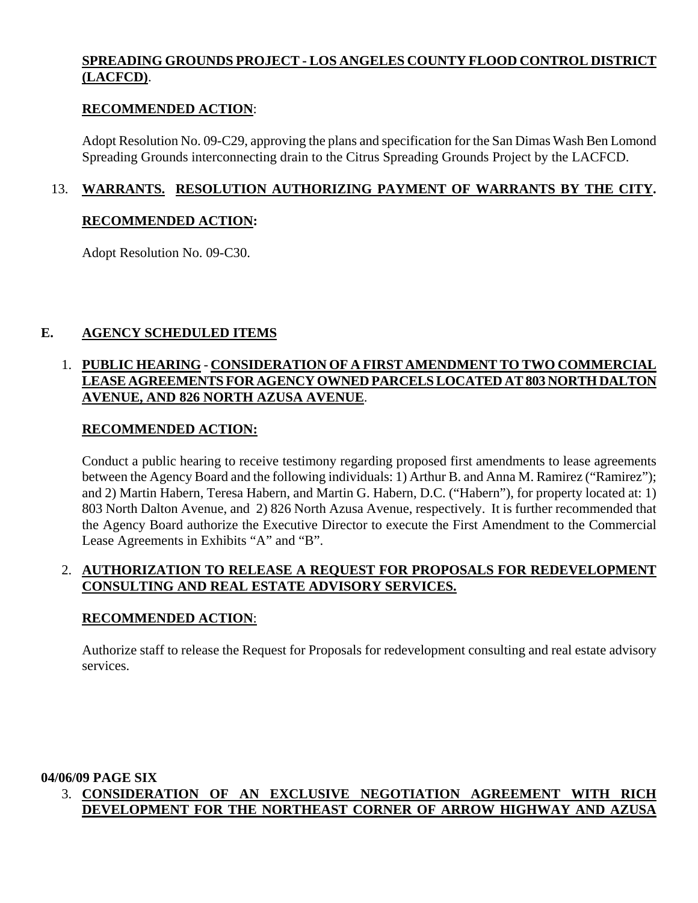**SPREADING GROUNDS PROJECT - LOS ANGELES COUNTY FLOOD CONTROL DISTRICT (LACFCD)**.

**RECOMMENDED ACTION**:

Adopt Resolution No. 09-C29, approving the plans and specification for the San Dimas Wash Ben Lomond Spreading Grounds interconnecting drain to the Citrus Spreading Grounds Project by the LACFCD.

13. **WARRANTS. RESOLUTION AUTHORIZING PAYMENT OF WARRANTS BY THE CITY.**

**RECOMMENDED ACTION:**

Adopt Resolution No. 09-C30.

## E. AGENCY SCHEDULED ITEMS

1. **PUBLIC HEARING - CONSIDERATION OF A FIRST AMENDMENT TO TWO COMMERCIAL LEASE AGREEMENTS FOR AGENCY OWNED PARCELS LOCATED AT 803 NORTH DALTON AVENUE, AND 826 NORTH AZUSA AVENUE**.

**RECOMMENDED ACTION:**

Conduct a public hearing to receive testimony regarding proposed first amendments to lease agreements between the Agency Board and the following individuals: 1) Arthur B. and Anna M. Ramirez ("Ramirez"); and 2) Martin Habern, Teresa Habern, and Martin G. Habern, D.C. ("Habern"), for property located at: 1) 803 North Dalton Avenue, and 2) 826 North Azusa Avenue, respectively. It is further recommended that the Agency Board authorize the Executive Director to execute the First Amendment to the Commercial Lease Agreements in Exhibits "A" and "B".

2. **AUTHORIZATION TO RELEASE A REQUEST FOR PROPOSALS FOR REDEVELOPMENT CONSULTING AND REAL ESTATE ADVISORY SERVICES.**

**RECOMMENDED ACTION**:

Authorize staff to release the Request for Proposals for redevelopment consulting and real estate advisory services.

**04/06/09 PAGE SIX**

3. **CONSIDERATION OF AN EXCLUSIVE NEGOTIATION AGREEMENT WITH RICH DEVELOPMENT FOR THE NORTHEAST CORNER OF ARROW HIGHWAY AND AZUSA**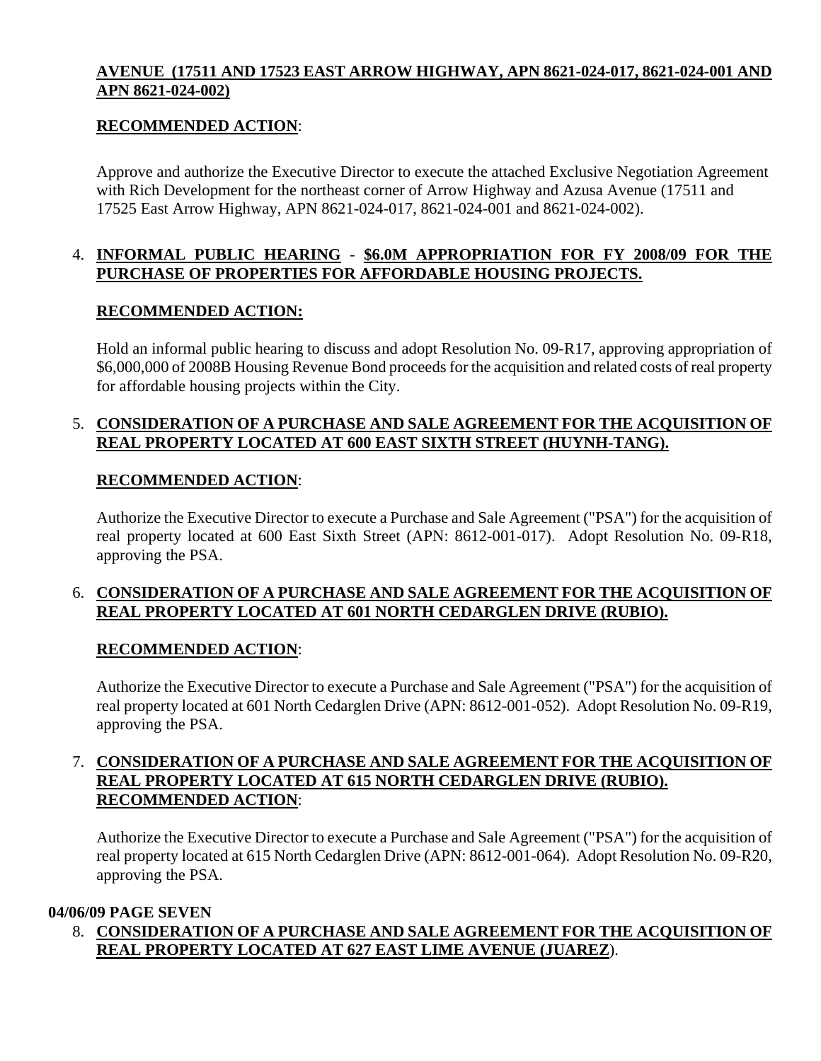**AVENUE (17511 AND 17523 EAST ARROW HIGHWAY, APN 8621-024-017, 8621-024-001 AND APN 8621-024-002)**

**RECOMMENDED ACTION**:

Approve and authorize the Executive Director to execute the attached Exclusive Negotiation Agreement with Rich Development for the northeast corner of Arrow Highway and Azusa Avenue (17511 and 17525 East Arrow Highway, APN 8621-024-017, 8621-024-001 and 8621-024-002).

4. **INFORMAL PUBLIC HEARING** - **$6.0M APPROPRIATION FOR FY 2008/09 FOR THE PURCHASE OF PROPERTIES FOR AFFORDABLE HOUSING PROJECTS.**

   **RECOMMENDED ACTION:**

   Hold an informal public hearing to discuss and adopt Resolution No. 09-R17, approving appropriation of $6,000,000 of 2008B Housing Revenue Bond proceeds for the acquisition and related costs of real property for affordable housing projects within the City.

5. **CONSIDERATION OF A PURCHASE AND SALE AGREEMENT FOR THE ACQUISITION OF REAL PROPERTY LOCATED AT 600 EAST SIXTH STREET (HUYNH-TANG).**

   **RECOMMENDED ACTION**:

   Authorize the Executive Director to execute a Purchase and Sale Agreement ("PSA") for the acquisition of real property located at 600 East Sixth Street (APN: 8612-001-017). Adopt Resolution No. 09-R18, approving the PSA.

6. **CONSIDERATION OF A PURCHASE AND SALE AGREEMENT FOR THE ACQUISITION OF REAL PROPERTY LOCATED AT 601 NORTH CEDARGLEN DRIVE (RUBIO).**

   **RECOMMENDED ACTION**:

   Authorize the Executive Director to execute a Purchase and Sale Agreement ("PSA") for the acquisition of real property located at 601 North Cedarglen Drive (APN: 8612-001-052). Adopt Resolution No. 09-R19, approving the PSA.

7. **CONSIDERATION OF A PURCHASE AND SALE AGREEMENT FOR THE ACQUISITION OF REAL PROPERTY LOCATED AT 615 NORTH CEDARGLEN DRIVE (RUBIO).**
   **RECOMMENDED ACTION**:

   Authorize the Executive Director to execute a Purchase and Sale Agreement ("PSA") for the acquisition of real property located at 615 North Cedarglen Drive (APN: 8612-001-064). Adopt Resolution No. 09-R20, approving the PSA.

**04/06/09 PAGE SEVEN**

8. **CONSIDERATION OF A PURCHASE AND SALE AGREEMENT FOR THE ACQUISITION OF REAL PROPERTY LOCATED AT 627 EAST LIME AVENUE (JUAREZ**).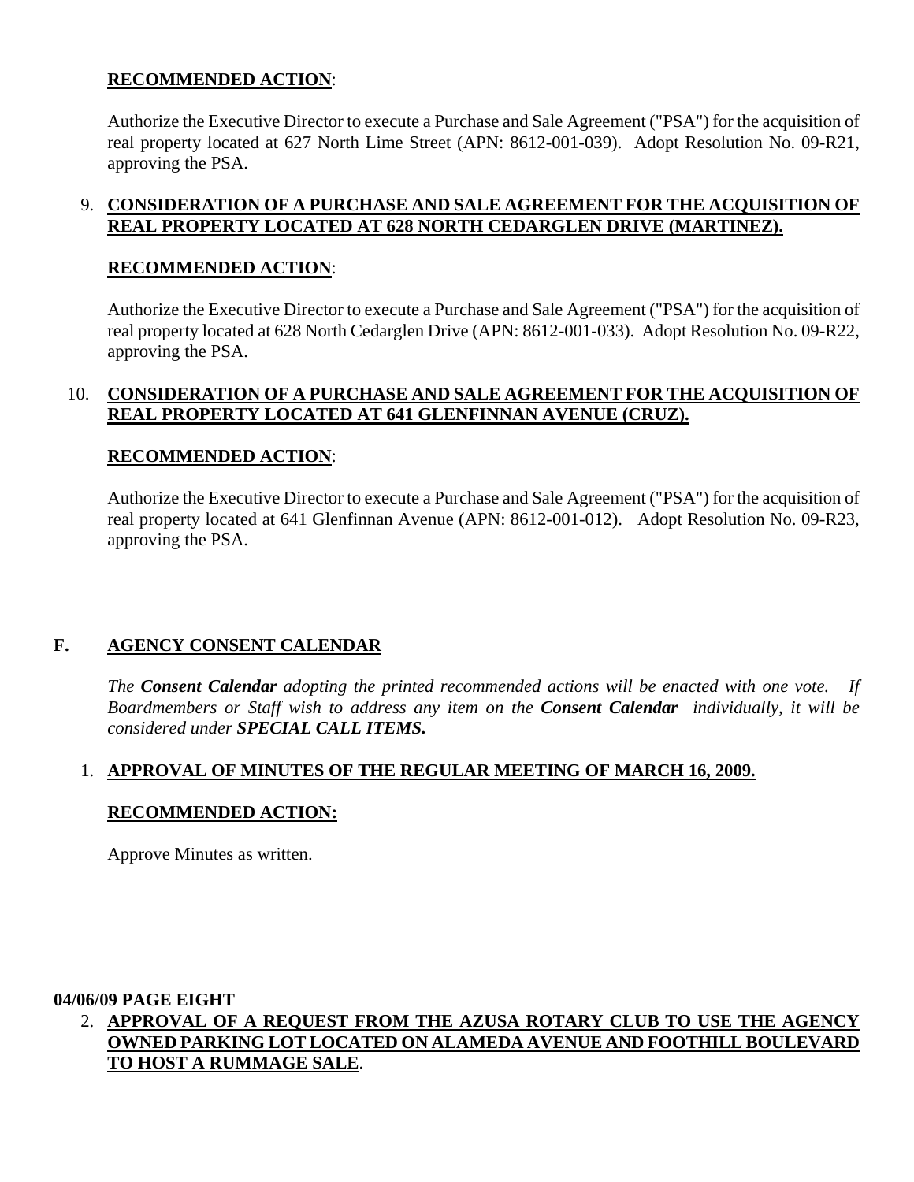**RECOMMENDED ACTION**:

Authorize the Executive Director to execute a Purchase and Sale Agreement ("PSA") for the acquisition of real property located at 627 North Lime Street (APN: 8612-001-039). Adopt Resolution No. 09-R21, approving the PSA.

9. **CONSIDERATION OF A PURCHASE AND SALE AGREEMENT FOR THE ACQUISITION OF REAL PROPERTY LOCATED AT 628 NORTH CEDARGLEN DRIVE (MARTINEZ).**

   **RECOMMENDED ACTION**:

   Authorize the Executive Director to execute a Purchase and Sale Agreement ("PSA") for the acquisition of real property located at 628 North Cedarglen Drive (APN: 8612-001-033). Adopt Resolution No. 09-R22, approving the PSA.

10. **CONSIDERATION OF A PURCHASE AND SALE AGREEMENT FOR THE ACQUISITION OF REAL PROPERTY LOCATED AT 641 GLENFINNAN AVENUE (CRUZ).**

    **RECOMMENDED ACTION**:

    Authorize the Executive Director to execute a Purchase and Sale Agreement ("PSA") for the acquisition of real property located at 641 Glenfinnan Avenue (APN: 8612-001-012). Adopt Resolution No. 09-R23, approving the PSA.

## F. AGENCY CONSENT CALENDAR

*The **Consent Calendar** adopting the printed recommended actions will be enacted with one vote. If Boardmembers or Staff wish to address any item on the **Consent Calendar** individually, it will be considered under **SPECIAL CALL ITEMS.***

1. **APPROVAL OF MINUTES OF THE REGULAR MEETING OF MARCH 16, 2009.**

   **RECOMMENDED ACTION:**

   Approve Minutes as written.

**04/06/09 PAGE EIGHT**

2. **APPROVAL OF A REQUEST FROM THE AZUSA ROTARY CLUB TO USE THE AGENCY OWNED PARKING LOT LOCATED ON ALAMEDA AVENUE AND FOOTHILL BOULEVARD TO HOST A RUMMAGE SALE**.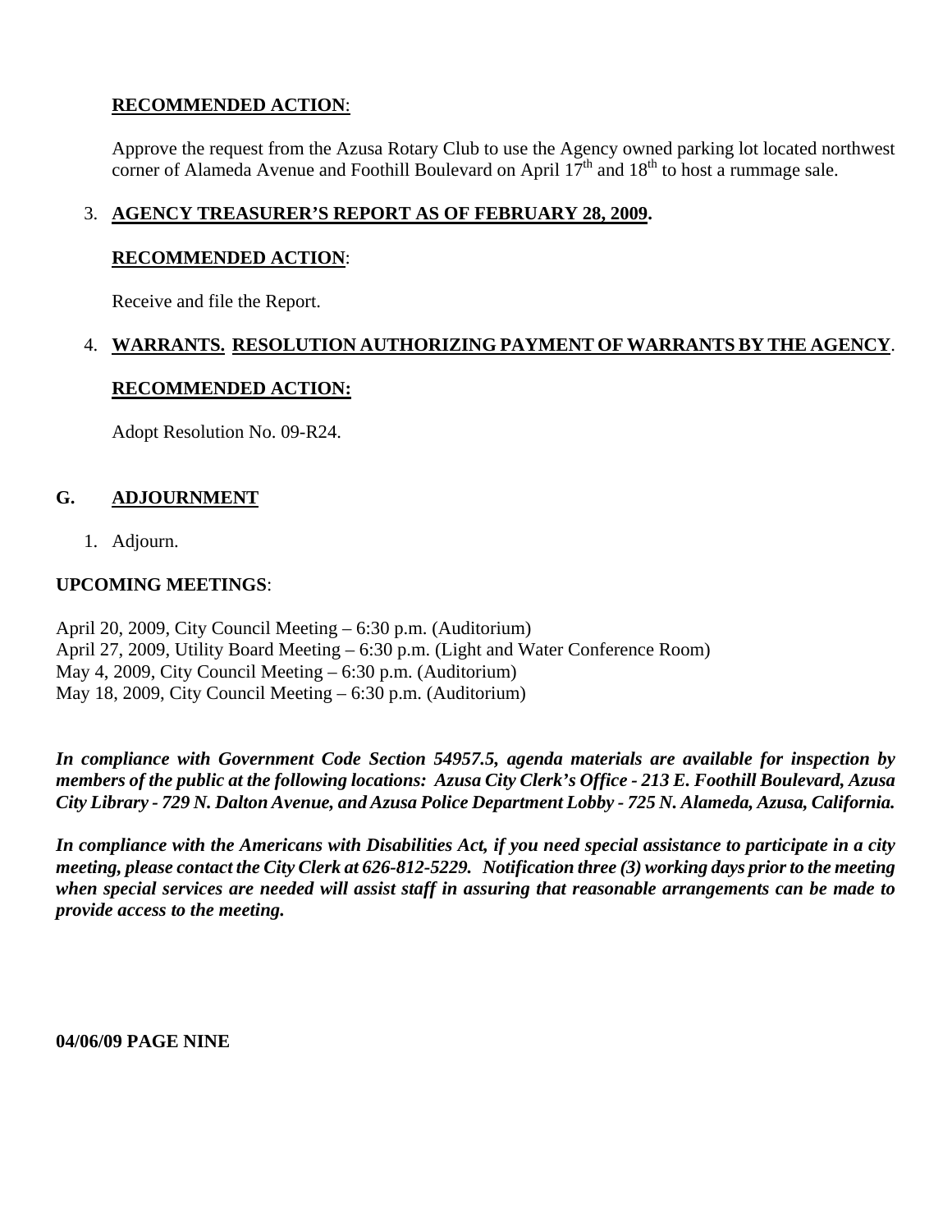**RECOMMENDED ACTION**:

Approve the request from the Azusa Rotary Club to use the Agency owned parking lot located northwest corner of Alameda Avenue and Foothill Boulevard on April 17th and 18th to host a rummage sale.

3. **AGENCY TREASURER'S REPORT AS OF FEBRUARY 28, 2009.**

   **RECOMMENDED ACTION**:

   Receive and file the Report.

4. **WARRANTS. RESOLUTION AUTHORIZING PAYMENT OF WARRANTS BY THE AGENCY**.

   **RECOMMENDED ACTION:**

   Adopt Resolution No. 09-R24.

## G. ADJOURNMENT

1. Adjourn.

**UPCOMING MEETINGS**:

April 20, 2009, City Council Meeting – 6:30 p.m. (Auditorium)
April 27, 2009, Utility Board Meeting – 6:30 p.m. (Light and Water Conference Room)
May 4, 2009, City Council Meeting – 6:30 p.m. (Auditorium)
May 18, 2009, City Council Meeting – 6:30 p.m. (Auditorium)

***In compliance with Government Code Section 54957.5, agenda materials are available for inspection by members of the public at the following locations: Azusa City Clerk's Office - 213 E. Foothill Boulevard, Azusa City Library - 729 N. Dalton Avenue, and Azusa Police Department Lobby - 725 N. Alameda, Azusa, California.***

***In compliance with the Americans with Disabilities Act, if you need special assistance to participate in a city meeting, please contact the City Clerk at 626-812-5229. Notification three (3) working days prior to the meeting when special services are needed will assist staff in assuring that reasonable arrangements can be made to provide access to the meeting.***